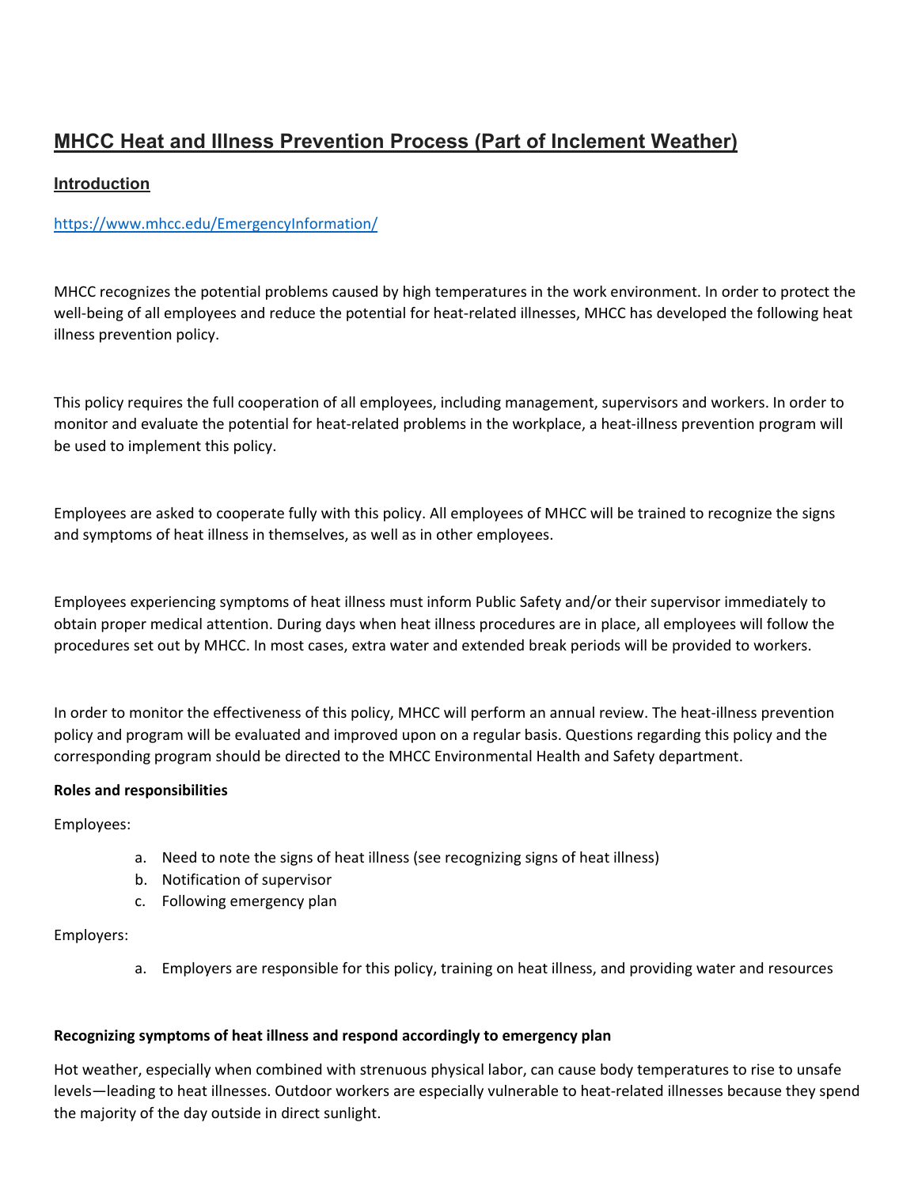# MHCC Heat and Illness Prevention Process (Part of Inclement Weather)

## Introduction

https://www.mhcc.edu/EmergencyInformation/

MHCC recognizes the potential problems caused by high temperatures in the work environment. In order to protect the well-being of all employees and reduce the potential for heat-related illnesses, MHCC has developed the following heat illness prevention policy.

This policy requires the full cooperation of all employees, including management, supervisors and workers. In order to monitor and evaluate the potential for heat-related problems in the workplace, a heat-illness prevention program will be used to implement this policy.

Employees are asked to cooperate fully with this policy. All employees of MHCC will be trained to recognize the signs and symptoms of heat illness in themselves, as well as in other employees.

Employees experiencing symptoms of heat illness must inform Public Safety and/or their supervisor immediately to obtain proper medical attention. During days when heat illness procedures are in place, all employees will follow the procedures set out by MHCC. In most cases, extra water and extended break periods will be provided to workers.

In order to monitor the effectiveness of this policy, MHCC will perform an annual review. The heat-illness prevention policy and program will be evaluated and improved upon on a regular basis. Questions regarding this policy and the corresponding program should be directed to the MHCC Environmental Health and Safety department.

**Roles and responsibilities**

Employees:

a. Need to note the signs of heat illness (see recognizing signs of heat illness)
b. Notification of supervisor
c. Following emergency plan

Employers:

a. Employers are responsible for this policy, training on heat illness, and providing water and resources

**Recognizing symptoms of heat illness and respond accordingly to emergency plan**

Hot weather, especially when combined with strenuous physical labor, can cause body temperatures to rise to unsafe levels—leading to heat illnesses. Outdoor workers are especially vulnerable to heat-related illnesses because they spend the majority of the day outside in direct sunlight.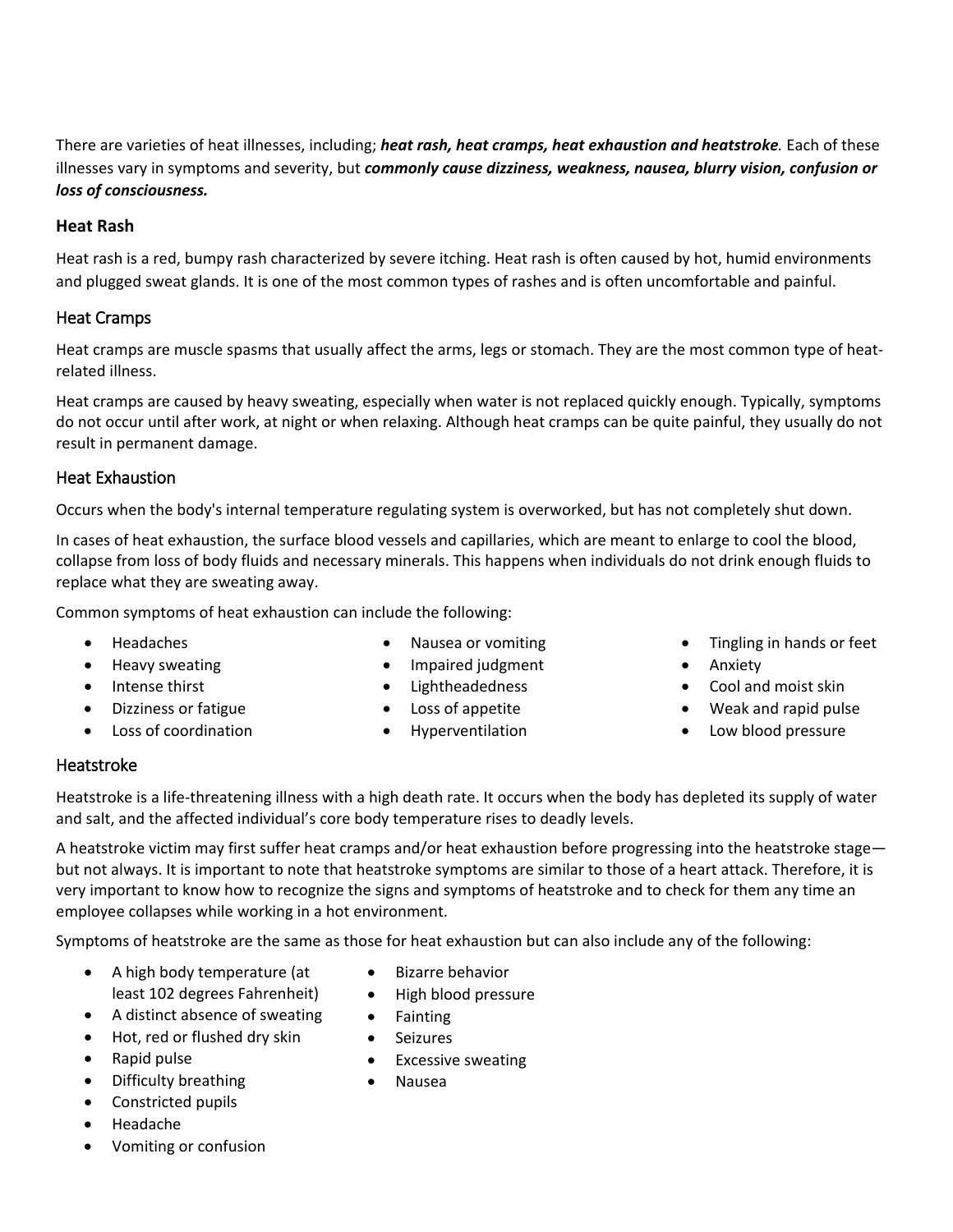There are varieties of heat illnesses, including; ***heat rash, heat cramps, heat exhaustion and heatstroke****.* Each of these illnesses vary in symptoms and severity, but ***commonly cause dizziness, weakness, nausea, blurry vision, confusion or loss of consciousness.***

### Heat Rash

Heat rash is a red, bumpy rash characterized by severe itching. Heat rash is often caused by hot, humid environments and plugged sweat glands. It is one of the most common types of rashes and is often uncomfortable and painful.

### Heat Cramps

Heat cramps are muscle spasms that usually affect the arms, legs or stomach. They are the most common type of heat-related illness.

Heat cramps are caused by heavy sweating, especially when water is not replaced quickly enough. Typically, symptoms do not occur until after work, at night or when relaxing. Although heat cramps can be quite painful, they usually do not result in permanent damage.

### Heat Exhaustion

Occurs when the body's internal temperature regulating system is overworked, but has not completely shut down.

In cases of heat exhaustion, the surface blood vessels and capillaries, which are meant to enlarge to cool the blood, collapse from loss of body fluids and necessary minerals. This happens when individuals do not drink enough fluids to replace what they are sweating away.

Common symptoms of heat exhaustion can include the following:

- Headaches
- Heavy sweating
- Intense thirst
- Dizziness or fatigue
- Loss of coordination
- Nausea or vomiting
- Impaired judgment
- Lightheadedness
- Loss of appetite
- Hyperventilation
- Tingling in hands or feet
- Anxiety
- Cool and moist skin
- Weak and rapid pulse
- Low blood pressure

### Heatstroke

Heatstroke is a life-threatening illness with a high death rate. It occurs when the body has depleted its supply of water and salt, and the affected individual's core body temperature rises to deadly levels.

A heatstroke victim may first suffer heat cramps and/or heat exhaustion before progressing into the heatstroke stage—but not always. It is important to note that heatstroke symptoms are similar to those of a heart attack. Therefore, it is very important to know how to recognize the signs and symptoms of heatstroke and to check for them any time an employee collapses while working in a hot environment.

Symptoms of heatstroke are the same as those for heat exhaustion but can also include any of the following:

- A high body temperature (at least 102 degrees Fahrenheit)
- A distinct absence of sweating
- Hot, red or flushed dry skin
- Rapid pulse
- Difficulty breathing
- Constricted pupils
- Headache
- Vomiting or confusion
- Bizarre behavior
- High blood pressure
- Fainting
- Seizures
- Excessive sweating
- Nausea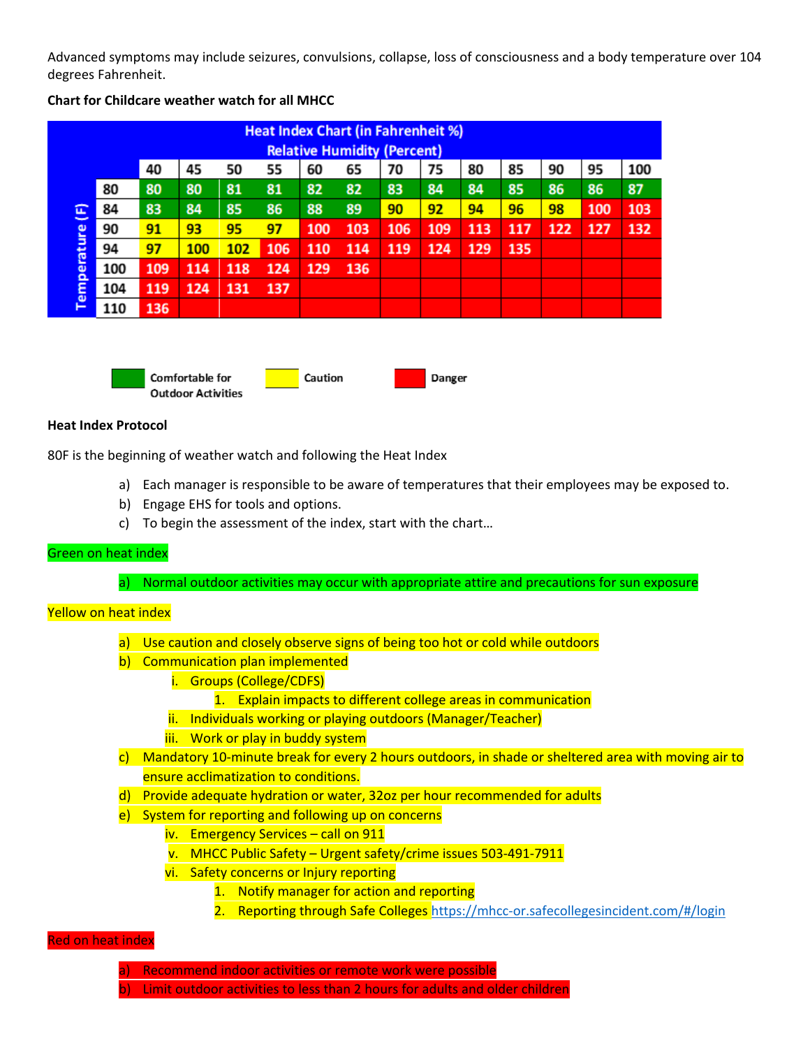Advanced symptoms may include seizures, convulsions, collapse, loss of consciousness and a body temperature over 104 degrees Fahrenheit.

**Chart for Childcare weather watch for all MHCC**

**Heat Index Chart (in Fahrenheit %)**
**Relative Humidity (Percent)**

| Temperature (F) | 40 | 45 | 50 | 55 | 60 | 65 | 70 | 75 | 80 | 85 | 90 | 95 | 100 |
|---|---|---|---|---|---|---|---|---|---|---|---|---|---|
| 80 | 80 | 80 | 81 | 81 | 82 | 82 | 83 | 84 | 84 | 85 | 86 | 86 | 87 |
| 84 | 83 | 84 | 85 | 86 | 88 | 89 | 90 | 92 | 94 | 96 | 98 | 100 | 103 |
| 90 | 91 | 93 | 95 | 97 | 100 | 103 | 106 | 109 | 113 | 117 | 122 | 127 | 132 |
| 94 | 97 | 100 | 102 | 106 | 110 | 114 | 119 | 124 | 129 | 135 | | | |
| 100 | 109 | 114 | 118 | 124 | 129 | 136 | | | | | | | |
| 104 | 119 | 124 | 131 | 137 | | | | | | | | | |
| 110 | 136 | | | | | | | | | | | | |

Comfortable for Outdoor Activities | Caution | Danger

**Heat Index Protocol**

80F is the beginning of weather watch and following the Heat Index

a) Each manager is responsible to be aware of temperatures that their employees may be exposed to.
b) Engage EHS for tools and options.
c) To begin the assessment of the index, start with the chart…

Green on heat index

a) Normal outdoor activities may occur with appropriate attire and precautions for sun exposure

Yellow on heat index

a) Use caution and closely observe signs of being too hot or cold while outdoors
b) Communication plan implemented
    i. Groups (College/CDFS)
        1. Explain impacts to different college areas in communication
    ii. Individuals working or playing outdoors (Manager/Teacher)
    iii. Work or play in buddy system
c) Mandatory 10-minute break for every 2 hours outdoors, in shade or sheltered area with moving air to ensure acclimatization to conditions.
d) Provide adequate hydration or water, 32oz per hour recommended for adults
e) System for reporting and following up on concerns
    iv. Emergency Services – call on 911
    v. MHCC Public Safety – Urgent safety/crime issues 503-491-7911
    vi. Safety concerns or Injury reporting
        1. Notify manager for action and reporting
        2. Reporting through Safe Colleges https://mhcc-or.safecollegesincident.com/#/login

Red on heat index

a) Recommend indoor activities or remote work were possible
b) Limit outdoor activities to less than 2 hours for adults and older children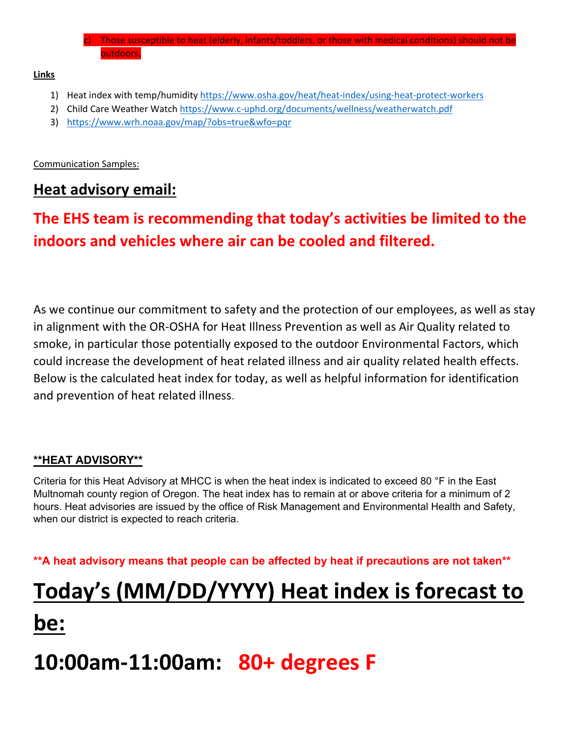c) Those susceptible to heat (elderly, infants/toddlers, or those with medical conditions) should not be outdoors.

**Links**

1) Heat index with temp/humidity https://www.osha.gov/heat/heat-index/using-heat-protect-workers
2) Child Care Weather Watch https://www.c-uphd.org/documents/wellness/weatherwatch.pdf
3) https://www.wrh.noaa.gov/map/?obs=true&wfo=pqr

Communication Samples:

## Heat advisory email:

## The EHS team is recommending that today's activities be limited to the indoors and vehicles where air can be cooled and filtered.

As we continue our commitment to safety and the protection of our employees, as well as stay in alignment with the OR-OSHA for Heat Illness Prevention as well as Air Quality related to smoke, in particular those potentially exposed to the outdoor Environmental Factors, which could increase the development of heat related illness and air quality related health effects. Below is the calculated heat index for today, as well as helpful information for identification and prevention of heat related illness.

**\*\*HEAT ADVISORY\*\***

Criteria for this Heat Advisory at MHCC is when the heat index is indicated to exceed 80 °F in the East Multnomah county region of Oregon. The heat index has to remain at or above criteria for a minimum of 2 hours. Heat advisories are issued by the office of Risk Management and Environmental Health and Safety, when our district is expected to reach criteria.

**\*\*A heat advisory means that people can be affected by heat if precautions are not taken\*\***

# Today's (MM/DD/YYYY) Heat index is forecast to be:

# 10:00am-11:00am: 80+ degrees F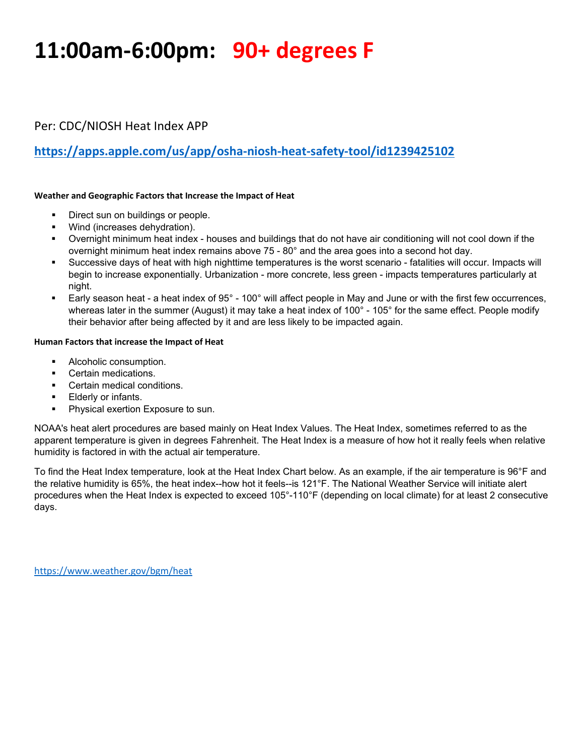# 11:00am-6:00pm: 90+ degrees F

Per: CDC/NIOSH Heat Index APP

**https://apps.apple.com/us/app/osha-niosh-heat-safety-tool/id1239425102**

**Weather and Geographic Factors that Increase the Impact of Heat**

- Direct sun on buildings or people.
- Wind (increases dehydration).
- Overnight minimum heat index - houses and buildings that do not have air conditioning will not cool down if the overnight minimum heat index remains above 75 - 80° and the area goes into a second hot day.
- Successive days of heat with high nighttime temperatures is the worst scenario - fatalities will occur. Impacts will begin to increase exponentially. Urbanization - more concrete, less green - impacts temperatures particularly at night.
- Early season heat - a heat index of 95° - 100° will affect people in May and June or with the first few occurrences, whereas later in the summer (August) it may take a heat index of 100° - 105° for the same effect. People modify their behavior after being affected by it and are less likely to be impacted again.

**Human Factors that increase the Impact of Heat**

- Alcoholic consumption.
- Certain medications.
- Certain medical conditions.
- Elderly or infants.
- Physical exertion Exposure to sun.

NOAA's heat alert procedures are based mainly on Heat Index Values. The Heat Index, sometimes referred to as the apparent temperature is given in degrees Fahrenheit. The Heat Index is a measure of how hot it really feels when relative humidity is factored in with the actual air temperature.

To find the Heat Index temperature, look at the Heat Index Chart below. As an example, if the air temperature is 96°F and the relative humidity is 65%, the heat index--how hot it feels--is 121°F. The National Weather Service will initiate alert procedures when the Heat Index is expected to exceed 105°-110°F (depending on local climate) for at least 2 consecutive days.

https://www.weather.gov/bgm/heat